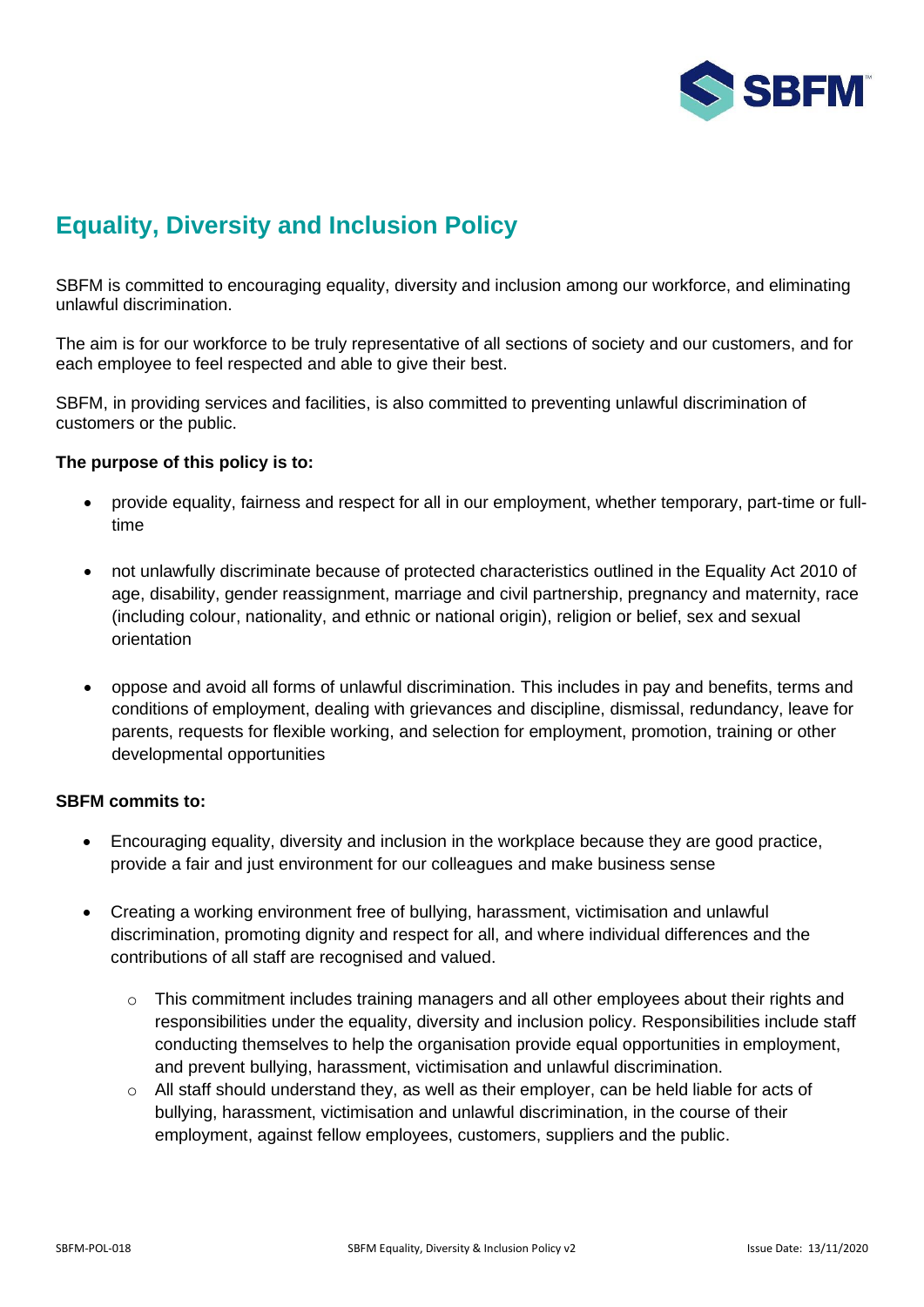# Equality, Diversity and Inclusion Policy

SBFM is committed to encouraging equality, diversity and inclusion among our workforce, and eliminating unlawful discrimination.

The aim is for our workforce to be truly representative of all sections of society and our customers, and for each employee to feel respected and able to give their best.

SBFM, in providing services and facilities, is also committed to preventing unlawful discrimination of customers or the public.

**The purpose of this policy is to:**

- provide equality, fairness and respect for all in our employment, whether temporary, part-time or full-time
- not unlawfully discriminate because of protected characteristics outlined in the Equality Act 2010 of age, disability, gender reassignment, marriage and civil partnership, pregnancy and maternity, race (including colour, nationality, and ethnic or national origin), religion or belief, sex and sexual orientation
- oppose and avoid all forms of unlawful discrimination. This includes in pay and benefits, terms and conditions of employment, dealing with grievances and discipline, dismissal, redundancy, leave for parents, requests for flexible working, and selection for employment, promotion, training or other developmental opportunities

**SBFM commits to:**

- Encouraging equality, diversity and inclusion in the workplace because they are good practice, provide a fair and just environment for our colleagues and make business sense
- Creating a working environment free of bullying, harassment, victimisation and unlawful discrimination, promoting dignity and respect for all, and where individual differences and the contributions of all staff are recognised and valued.
    - This commitment includes training managers and all other employees about their rights and responsibilities under the equality, diversity and inclusion policy. Responsibilities include staff conducting themselves to help the organisation provide equal opportunities in employment, and prevent bullying, harassment, victimisation and unlawful discrimination.
    - All staff should understand they, as well as their employer, can be held liable for acts of bullying, harassment, victimisation and unlawful discrimination, in the course of their employment, against fellow employees, customers, suppliers and the public.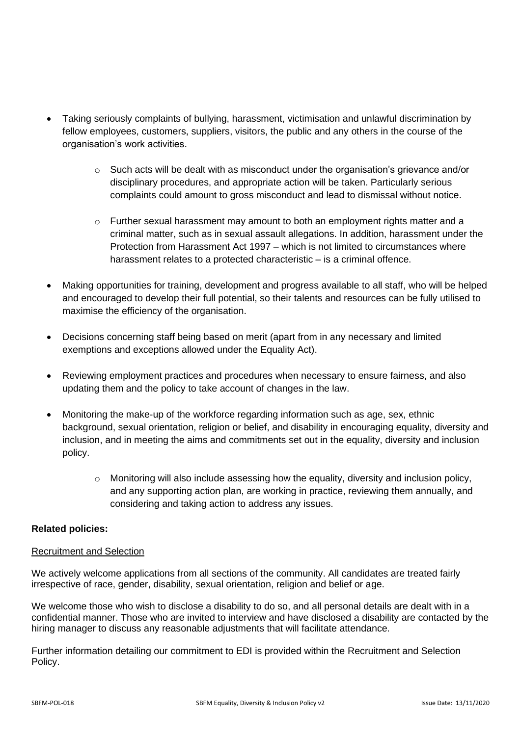- Taking seriously complaints of bullying, harassment, victimisation and unlawful discrimination by fellow employees, customers, suppliers, visitors, the public and any others in the course of the organisation's work activities.
  - Such acts will be dealt with as misconduct under the organisation's grievance and/or disciplinary procedures, and appropriate action will be taken. Particularly serious complaints could amount to gross misconduct and lead to dismissal without notice.
  - Further sexual harassment may amount to both an employment rights matter and a criminal matter, such as in sexual assault allegations. In addition, harassment under the Protection from Harassment Act 1997 – which is not limited to circumstances where harassment relates to a protected characteristic – is a criminal offence.
- Making opportunities for training, development and progress available to all staff, who will be helped and encouraged to develop their full potential, so their talents and resources can be fully utilised to maximise the efficiency of the organisation.
- Decisions concerning staff being based on merit (apart from in any necessary and limited exemptions and exceptions allowed under the Equality Act).
- Reviewing employment practices and procedures when necessary to ensure fairness, and also updating them and the policy to take account of changes in the law.
- Monitoring the make-up of the workforce regarding information such as age, sex, ethnic background, sexual orientation, religion or belief, and disability in encouraging equality, diversity and inclusion, and in meeting the aims and commitments set out in the equality, diversity and inclusion policy.
  - Monitoring will also include assessing how the equality, diversity and inclusion policy, and any supporting action plan, are working in practice, reviewing them annually, and considering and taking action to address any issues.

**Related policies:**

<u>Recruitment and Selection</u>

We actively welcome applications from all sections of the community. All candidates are treated fairly irrespective of race, gender, disability, sexual orientation, religion and belief or age.

We welcome those who wish to disclose a disability to do so, and all personal details are dealt with in a confidential manner. Those who are invited to interview and have disclosed a disability are contacted by the hiring manager to discuss any reasonable adjustments that will facilitate attendance.

Further information detailing our commitment to EDI is provided within the Recruitment and Selection Policy.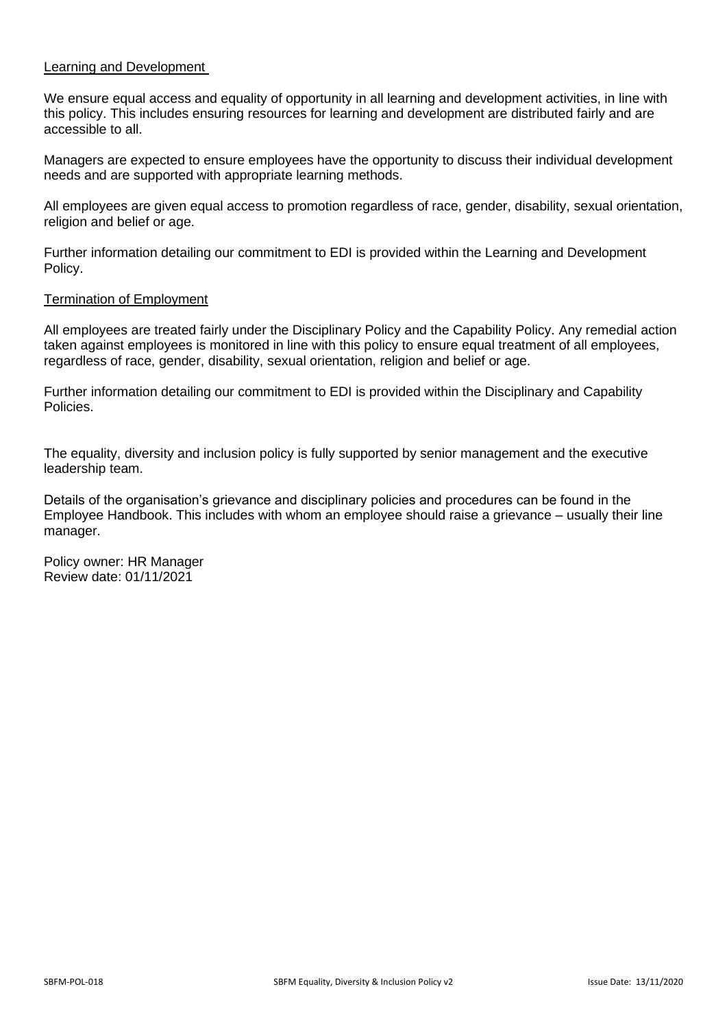Learning and Development

We ensure equal access and equality of opportunity in all learning and development activities, in line with this policy. This includes ensuring resources for learning and development are distributed fairly and are accessible to all.

Managers are expected to ensure employees have the opportunity to discuss their individual development needs and are supported with appropriate learning methods.

All employees are given equal access to promotion regardless of race, gender, disability, sexual orientation, religion and belief or age.

Further information detailing our commitment to EDI is provided within the Learning and Development Policy.

Termination of Employment

All employees are treated fairly under the Disciplinary Policy and the Capability Policy. Any remedial action taken against employees is monitored in line with this policy to ensure equal treatment of all employees, regardless of race, gender, disability, sexual orientation, religion and belief or age.

Further information detailing our commitment to EDI is provided within the Disciplinary and Capability Policies.

The equality, diversity and inclusion policy is fully supported by senior management and the executive leadership team.

Details of the organisation's grievance and disciplinary policies and procedures can be found in the Employee Handbook. This includes with whom an employee should raise a grievance – usually their line manager.

Policy owner: HR Manager
Review date: 01/11/2021